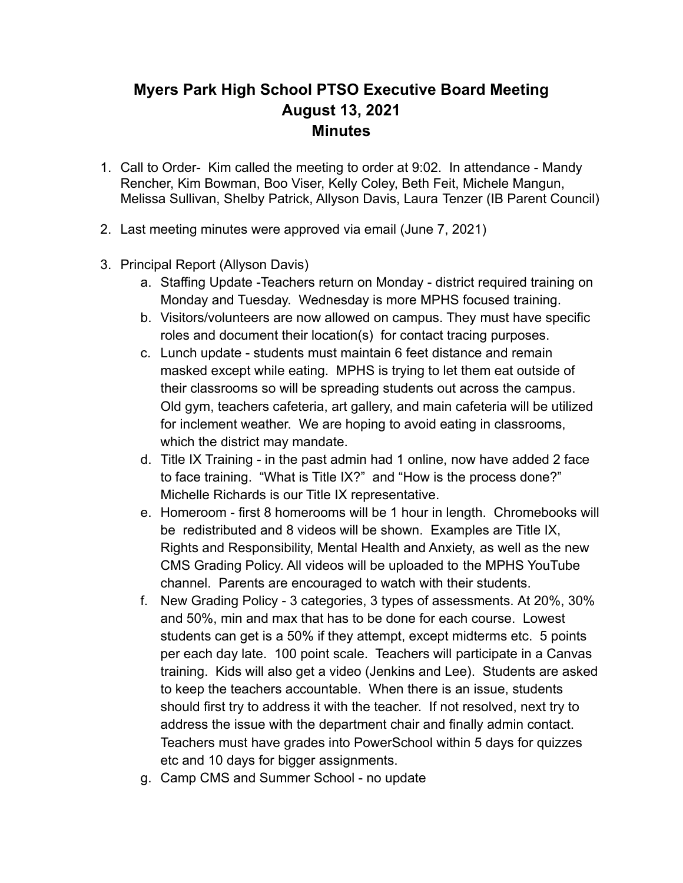# Myers Park High School PTSO Executive Board Meeting
# August 13, 2021
# Minutes

1. Call to Order- Kim called the meeting to order at 9:02. In attendance - Mandy Rencher, Kim Bowman, Boo Viser, Kelly Coley, Beth Feit, Michele Mangun, Melissa Sullivan, Shelby Patrick, Allyson Davis, Laura Tenzer (IB Parent Council)

2. Last meeting minutes were approved via email (June 7, 2021)

3. Principal Report (Allyson Davis)
    a. Staffing Update -Teachers return on Monday - district required training on Monday and Tuesday. Wednesday is more MPHS focused training.
    b. Visitors/volunteers are now allowed on campus. They must have specific roles and document their location(s) for contact tracing purposes.
    c. Lunch update - students must maintain 6 feet distance and remain masked except while eating. MPHS is trying to let them eat outside of their classrooms so will be spreading students out across the campus. Old gym, teachers cafeteria, art gallery, and main cafeteria will be utilized for inclement weather. We are hoping to avoid eating in classrooms, which the district may mandate.
    d. Title IX Training - in the past admin had 1 online, now have added 2 face to face training. "What is Title IX?" and "How is the process done?" Michelle Richards is our Title IX representative.
    e. Homeroom - first 8 homerooms will be 1 hour in length. Chromebooks will be redistributed and 8 videos will be shown. Examples are Title IX, Rights and Responsibility, Mental Health and Anxiety, as well as the new CMS Grading Policy. All videos will be uploaded to the MPHS YouTube channel. Parents are encouraged to watch with their students.
    f. New Grading Policy - 3 categories, 3 types of assessments. At 20%, 30% and 50%, min and max that has to be done for each course. Lowest students can get is a 50% if they attempt, except midterms etc. 5 points per each day late. 100 point scale. Teachers will participate in a Canvas training. Kids will also get a video (Jenkins and Lee). Students are asked to keep the teachers accountable. When there is an issue, students should first try to address it with the teacher. If not resolved, next try to address the issue with the department chair and finally admin contact. Teachers must have grades into PowerSchool within 5 days for quizzes etc and 10 days for bigger assignments.
    g. Camp CMS and Summer School - no update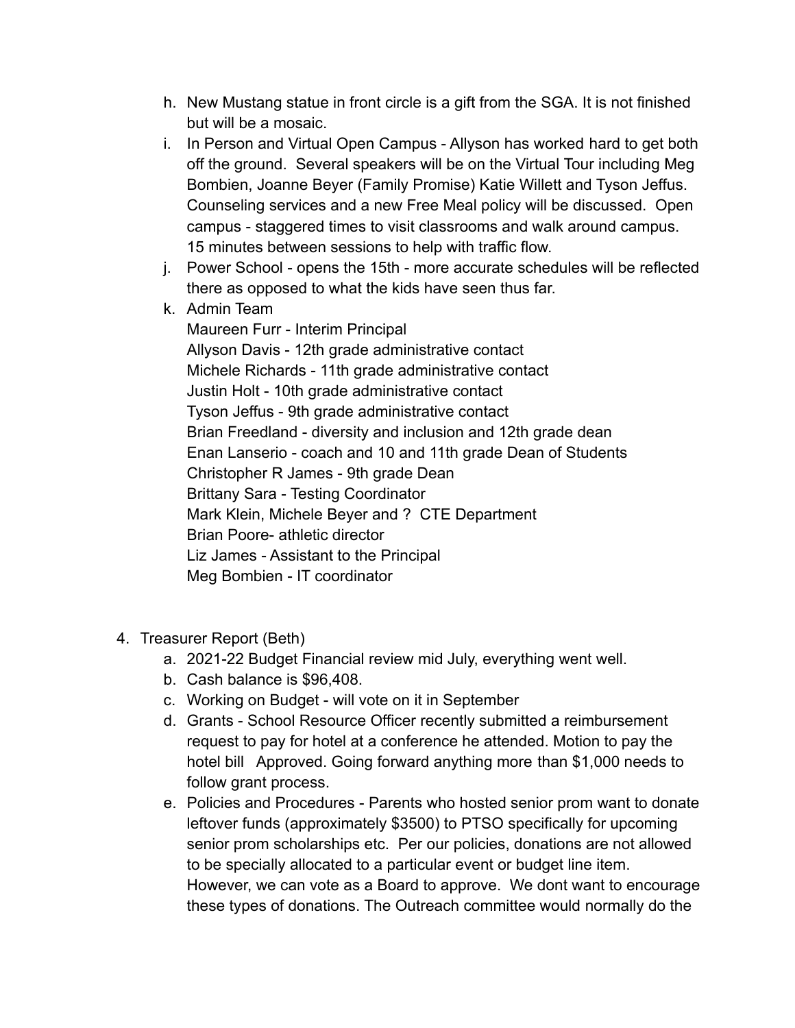h. New Mustang statue in front circle is a gift from the SGA. It is not finished but will be a mosaic.

i. In Person and Virtual Open Campus - Allyson has worked hard to get both off the ground. Several speakers will be on the Virtual Tour including Meg Bombien, Joanne Beyer (Family Promise) Katie Willett and Tyson Jeffus. Counseling services and a new Free Meal policy will be discussed. Open campus - staggered times to visit classrooms and walk around campus. 15 minutes between sessions to help with traffic flow.

j. Power School - opens the 15th - more accurate schedules will be reflected there as opposed to what the kids have seen thus far.

k. Admin Team
   Maureen Furr - Interim Principal
   Allyson Davis - 12th grade administrative contact
   Michele Richards - 11th grade administrative contact
   Justin Holt - 10th grade administrative contact
   Tyson Jeffus - 9th grade administrative contact
   Brian Freedland - diversity and inclusion and 12th grade dean
   Enan Lanserio - coach and 10 and 11th grade Dean of Students
   Christopher R James - 9th grade Dean
   Brittany Sara - Testing Coordinator
   Mark Klein, Michele Beyer and ? CTE Department
   Brian Poore- athletic director
   Liz James - Assistant to the Principal
   Meg Bombien - IT coordinator

4. Treasurer Report (Beth)
   a. 2021-22 Budget Financial review mid July, everything went well.
   b. Cash balance is $96,408.
   c. Working on Budget - will vote on it in September
   d. Grants - School Resource Officer recently submitted a reimbursement request to pay for hotel at a conference he attended. Motion to pay the hotel bill Approved. Going forward anything more than $1,000 needs to follow grant process.
   e. Policies and Procedures - Parents who hosted senior prom want to donate leftover funds (approximately $3500) to PTSO specifically for upcoming senior prom scholarships etc. Per our policies, donations are not allowed to be specially allocated to a particular event or budget line item. However, we can vote as a Board to approve. We dont want to encourage these types of donations. The Outreach committee would normally do the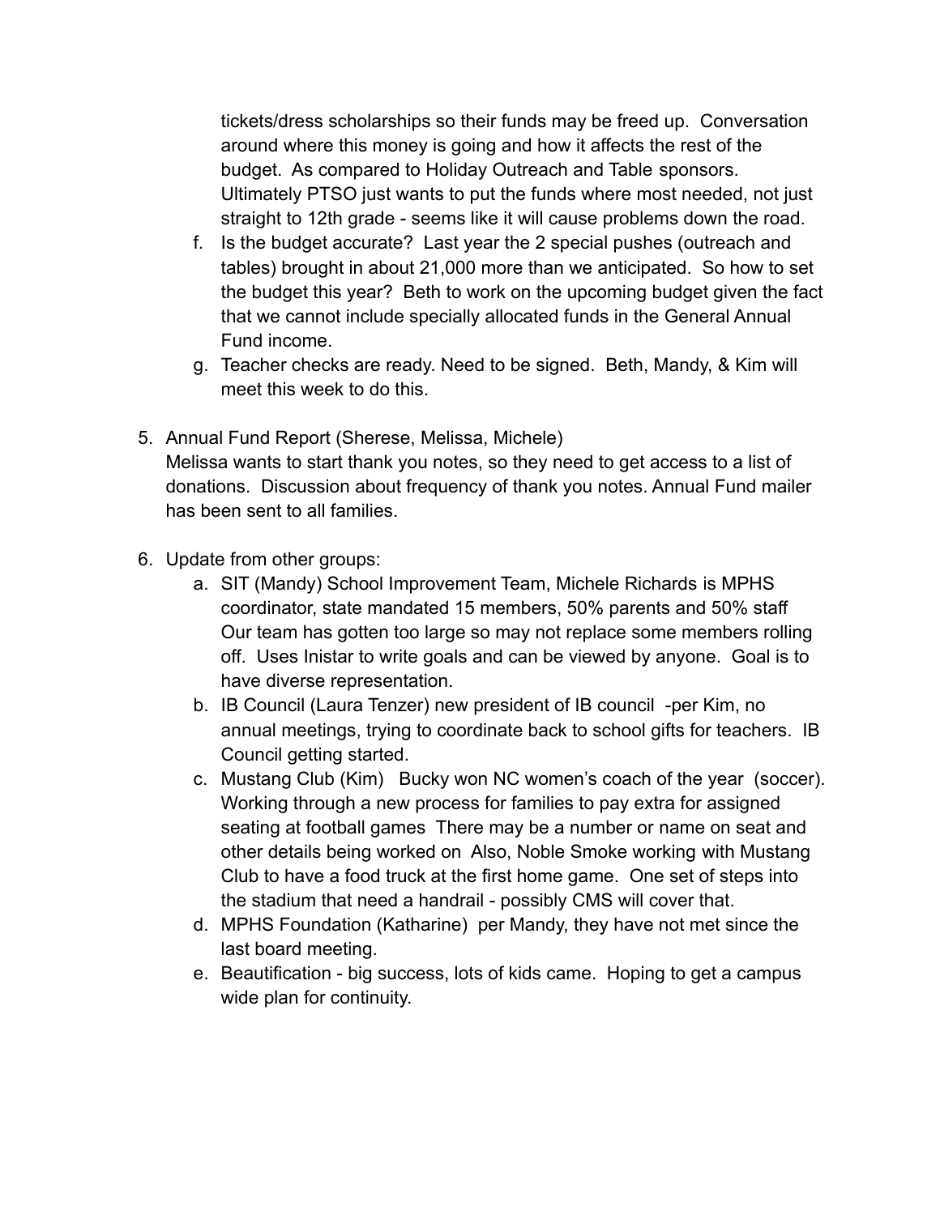tickets/dress scholarships so their funds may be freed up. Conversation around where this money is going and how it affects the rest of the budget. As compared to Holiday Outreach and Table sponsors. Ultimately PTSO just wants to put the funds where most needed, not just straight to 12th grade - seems like it will cause problems down the road.

f. Is the budget accurate? Last year the 2 special pushes (outreach and tables) brought in about 21,000 more than we anticipated. So how to set the budget this year? Beth to work on the upcoming budget given the fact that we cannot include specially allocated funds in the General Annual Fund income.
g. Teacher checks are ready. Need to be signed. Beth, Mandy, & Kim will meet this week to do this.

5. Annual Fund Report (Sherese, Melissa, Michele)
   Melissa wants to start thank you notes, so they need to get access to a list of donations. Discussion about frequency of thank you notes. Annual Fund mailer has been sent to all families.

6. Update from other groups:
   a. SIT (Mandy) School Improvement Team, Michele Richards is MPHS coordinator, state mandated 15 members, 50% parents and 50% staff Our team has gotten too large so may not replace some members rolling off. Uses Inistar to write goals and can be viewed by anyone. Goal is to have diverse representation.
   b. IB Council (Laura Tenzer) new president of IB council -per Kim, no annual meetings, trying to coordinate back to school gifts for teachers. IB Council getting started.
   c. Mustang Club (Kim) Bucky won NC women's coach of the year (soccer). Working through a new process for families to pay extra for assigned seating at football games There may be a number or name on seat and other details being worked on Also, Noble Smoke working with Mustang Club to have a food truck at the first home game. One set of steps into the stadium that need a handrail - possibly CMS will cover that.
   d. MPHS Foundation (Katharine) per Mandy, they have not met since the last board meeting.
   e. Beautification - big success, lots of kids came. Hoping to get a campus wide plan for continuity.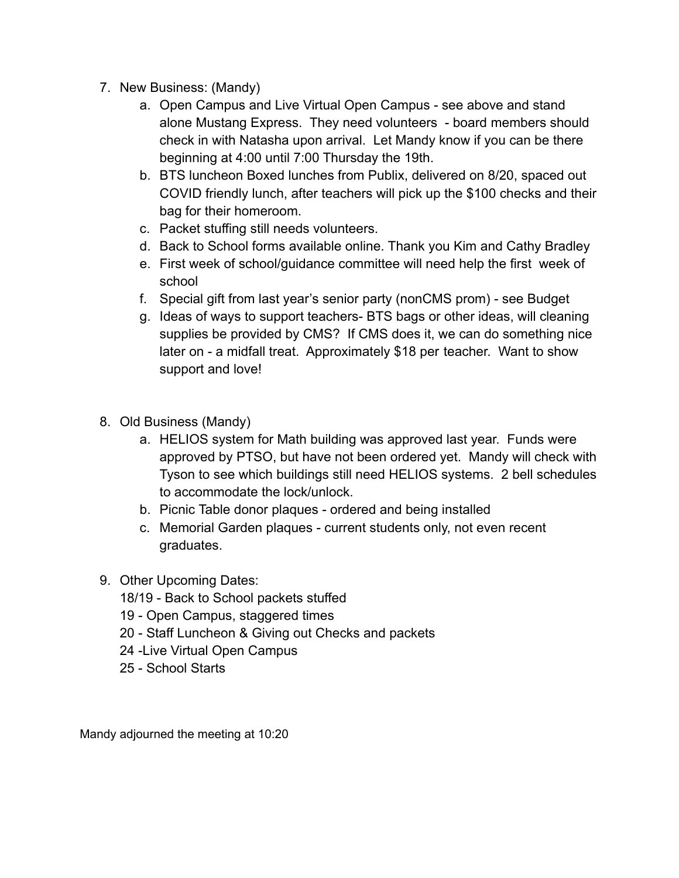7. New Business: (Mandy)
   a. Open Campus and Live Virtual Open Campus - see above and stand alone Mustang Express. They need volunteers - board members should check in with Natasha upon arrival. Let Mandy know if you can be there beginning at 4:00 until 7:00 Thursday the 19th.
   b. BTS luncheon Boxed lunches from Publix, delivered on 8/20, spaced out COVID friendly lunch, after teachers will pick up the $100 checks and their bag for their homeroom.
   c. Packet stuffing still needs volunteers.
   d. Back to School forms available online. Thank you Kim and Cathy Bradley
   e. First week of school/guidance committee will need help the first week of school
   f. Special gift from last year's senior party (nonCMS prom) - see Budget
   g. Ideas of ways to support teachers- BTS bags or other ideas, will cleaning supplies be provided by CMS? If CMS does it, we can do something nice later on - a midfall treat. Approximately $18 per teacher. Want to show support and love!

8. Old Business (Mandy)
   a. HELIOS system for Math building was approved last year. Funds were approved by PTSO, but have not been ordered yet. Mandy will check with Tyson to see which buildings still need HELIOS systems. 2 bell schedules to accommodate the lock/unlock.
   b. Picnic Table donor plaques - ordered and being installed
   c. Memorial Garden plaques - current students only, not even recent graduates.

9. Other Upcoming Dates:
   18/19 - Back to School packets stuffed
   19 - Open Campus, staggered times
   20 - Staff Luncheon & Giving out Checks and packets
   24 -Live Virtual Open Campus
   25 - School Starts

Mandy adjourned the meeting at 10:20